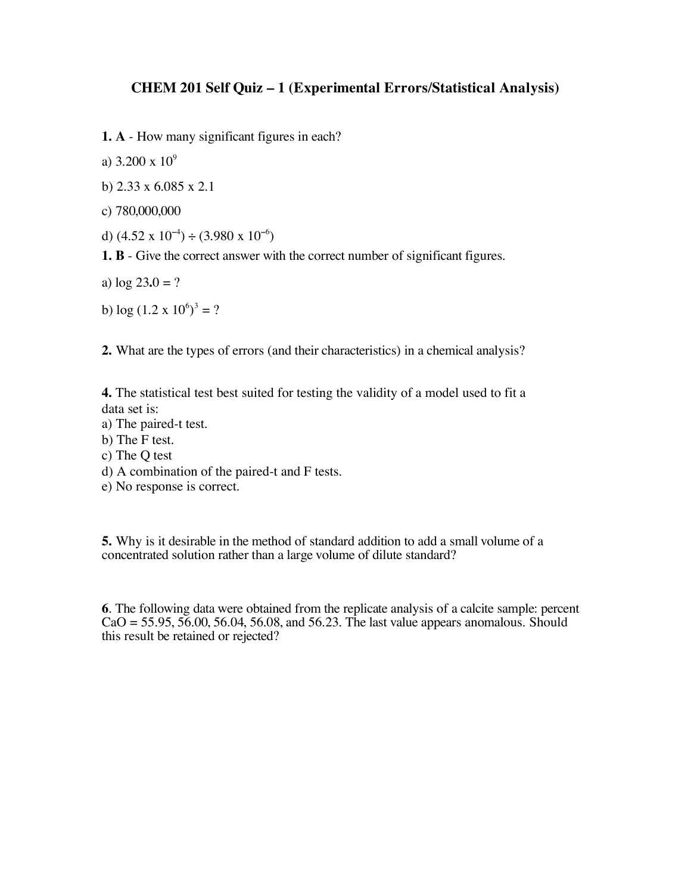# CHEM 201 Self Quiz – 1 (Experimental Errors/Statistical Analysis)

**1. A** - How many significant figures in each?

a) $3.200 \times 10^{9}$

b) $2.33 \times 6.085 \times 2.1$

c) 780,000,000

d) $(4.52 \times 10^{-4}) \div (3.980 \times 10^{-6})$

**1. B** - Give the correct answer with the correct number of significant figures.

a) log 23.0 = ?

b) $\log (1.2 \times 10^{6})^{3}$ = ?

**2.** What are the types of errors (and their characteristics) in a chemical analysis?

**4.** The statistical test best suited for testing the validity of a model used to fit a data set is:

a) The paired-t test.
b) The F test.
c) The Q test
d) A combination of the paired-t and F tests.
e) No response is correct.

**5.** Why is it desirable in the method of standard addition to add a small volume of a concentrated solution rather than a large volume of dilute standard?

**6**. The following data were obtained from the replicate analysis of a calcite sample: percent CaO = 55.95, 56.00, 56.04, 56.08, and 56.23. The last value appears anomalous. Should this result be retained or rejected?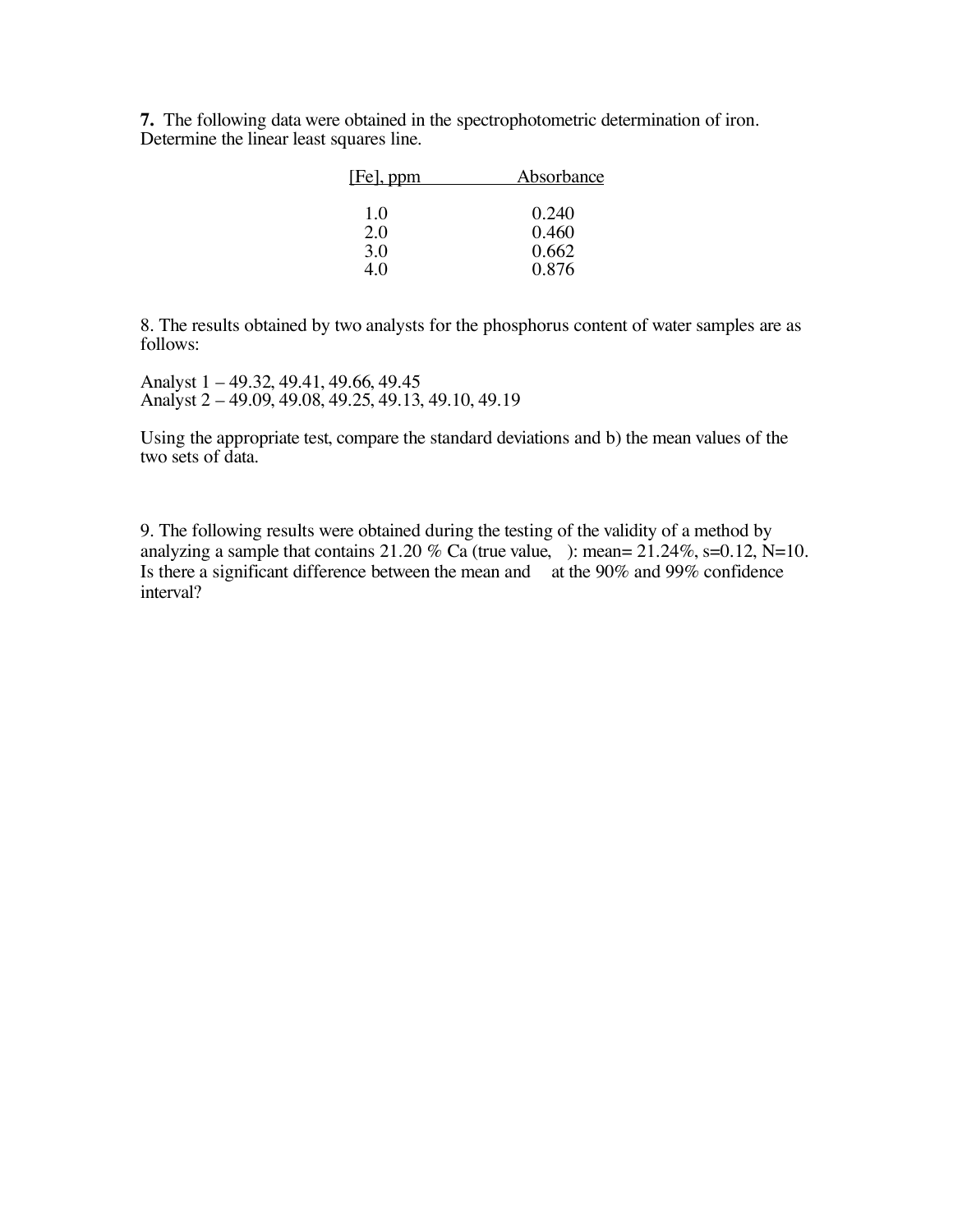**7.** The following data were obtained in the spectrophotometric determination of iron. Determine the linear least squares line.

| [Fe], ppm | Absorbance |
|---|---|
| 1.0 | 0.240 |
| 2.0 | 0.460 |
| 3.0 | 0.662 |
| 4.0 | 0.876 |

8. The results obtained by two analysts for the phosphorus content of water samples are as follows:

Analyst 1 – 49.32, 49.41, 49.66, 49.45
Analyst 2 – 49.09, 49.08, 49.25, 49.13, 49.10, 49.19

Using the appropriate test, compare the standard deviations and b) the mean values of the two sets of data.

9. The following results were obtained during the testing of the validity of a method by analyzing a sample that contains 21.20 % Ca (true value, ): mean= 21.24%, s=0.12, N=10. Is there a significant difference between the mean and at the 90% and 99% confidence interval?